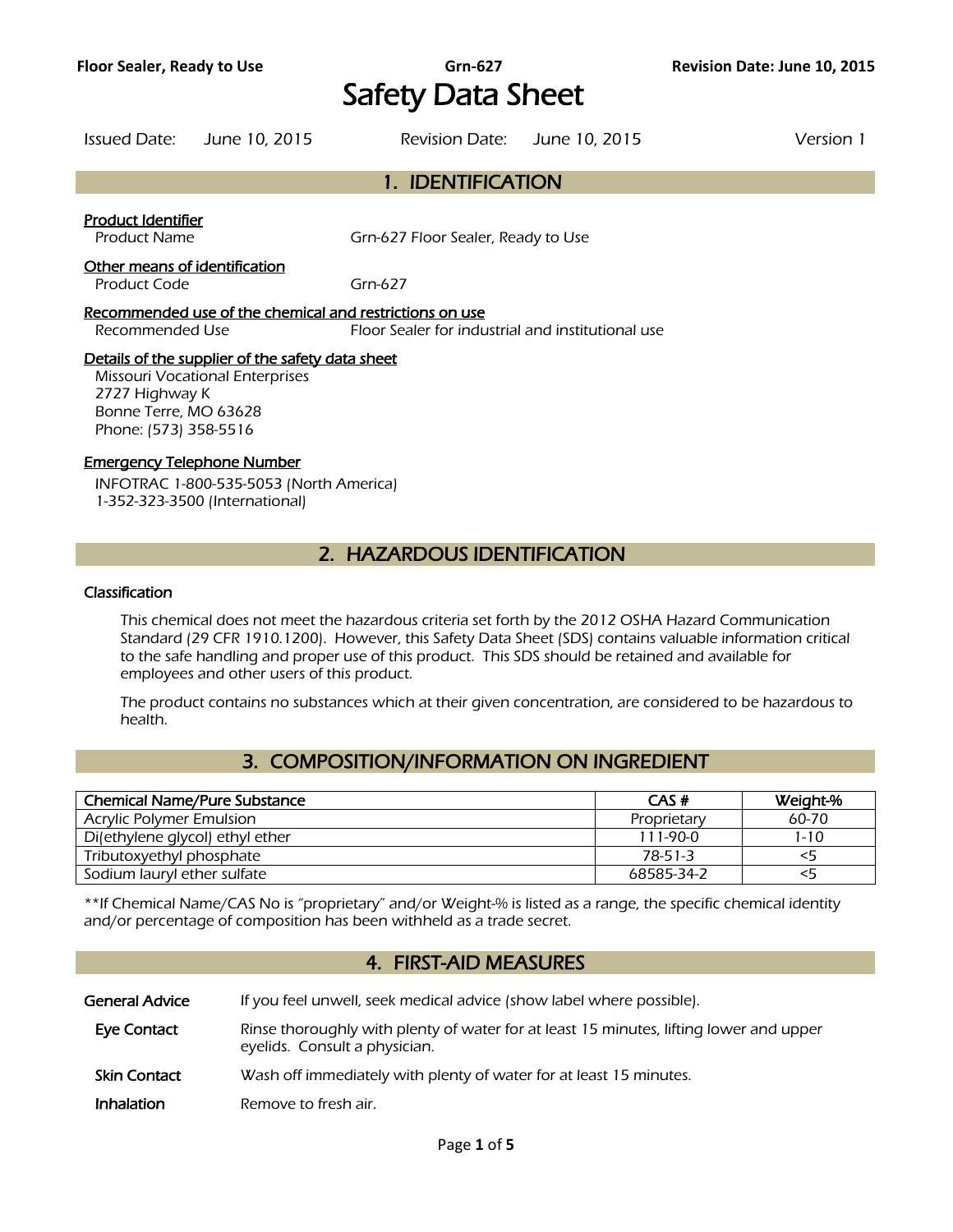# Safety Data Sheet

Issued Date: June 10, 2015 Revision Date: June 10, 2015 Version 1

## 1. IDENTIFICATION

**Product Identifier**

Product Name Grn-627 Floor Sealer, Ready to Use

**Other means of identification**

Product Code Grn-627

**Recommended use of the chemical and restrictions on use**

Recommended Use Floor Sealer for industrial and institutional use

**Details of the supplier of the safety data sheet**

Missouri Vocational Enterprises
2727 Highway K
Bonne Terre, MO 63628
Phone: (573) 358-5516

**Emergency Telephone Number**

INFOTRAC 1-800-535-5053 (North America)
1-352-323-3500 (International)

## 2. HAZARDOUS IDENTIFICATION

### Classification

This chemical does not meet the hazardous criteria set forth by the 2012 OSHA Hazard Communication Standard (29 CFR 1910.1200). However, this Safety Data Sheet (SDS) contains valuable information critical to the safe handling and proper use of this product. This SDS should be retained and available for employees and other users of this product.

The product contains no substances which at their given concentration, are considered to be hazardous to health.

## 3. COMPOSITION/INFORMATION ON INGREDIENT

| Chemical Name/Pure Substance | CAS # | Weight-% |
|---|---|---|
| Acrylic Polymer Emulsion | Proprietary | 60-70 |
| Di(ethylene glycol) ethyl ether | 111-90-0 | 1-10 |
| Tributoxyethyl phosphate | 78-51-3 | <5 |
| Sodium lauryl ether sulfate | 68585-34-2 | <5 |

**If Chemical Name/CAS No is "proprietary" and/or Weight-% is listed as a range, the specific chemical identity and/or percentage of composition has been withheld as a trade secret.

## 4. FIRST-AID MEASURES

**General Advice** If you feel unwell, seek medical advice (show label where possible).

**Eye Contact** Rinse thoroughly with plenty of water for at least 15 minutes, lifting lower and upper eyelids. Consult a physician.

**Skin Contact** Wash off immediately with plenty of water for at least 15 minutes.

**Inhalation** Remove to fresh air.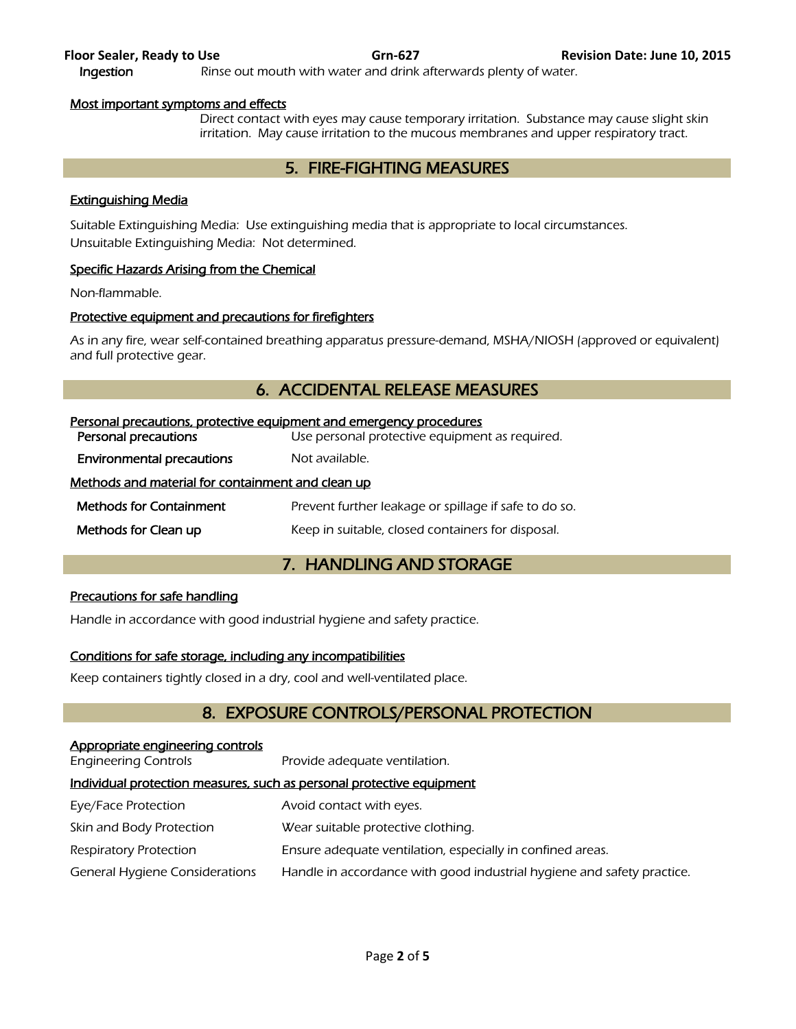**Ingestion** Rinse out mouth with water and drink afterwards plenty of water.

Most important symptoms and effects

Direct contact with eyes may cause temporary irritation. Substance may cause slight skin irritation. May cause irritation to the mucous membranes and upper respiratory tract.

## 5. FIRE-FIGHTING MEASURES

Extinguishing Media

Suitable Extinguishing Media: Use extinguishing media that is appropriate to local circumstances.
Unsuitable Extinguishing Media: Not determined.

Specific Hazards Arising from the Chemical

Non-flammable.

Protective equipment and precautions for firefighters

As in any fire, wear self-contained breathing apparatus pressure-demand, MSHA/NIOSH (approved or equivalent) and full protective gear.

## 6. ACCIDENTAL RELEASE MEASURES

Personal precautions, protective equipment and emergency procedures

**Personal precautions** Use personal protective equipment as required.

**Environmental precautions** Not available.

Methods and material for containment and clean up

**Methods for Containment** Prevent further leakage or spillage if safe to do so.

**Methods for Clean up** Keep in suitable, closed containers for disposal.

## 7. HANDLING AND STORAGE

Precautions for safe handling

Handle in accordance with good industrial hygiene and safety practice.

Conditions for safe storage, including any incompatibilities

Keep containers tightly closed in a dry, cool and well-ventilated place.

## 8. EXPOSURE CONTROLS/PERSONAL PROTECTION

Appropriate engineering controls

Engineering Controls Provide adequate ventilation.

Individual protection measures, such as personal protective equipment

Eye/Face Protection Avoid contact with eyes.

Skin and Body Protection Wear suitable protective clothing.

Respiratory Protection Ensure adequate ventilation, especially in confined areas.

General Hygiene Considerations Handle in accordance with good industrial hygiene and safety practice.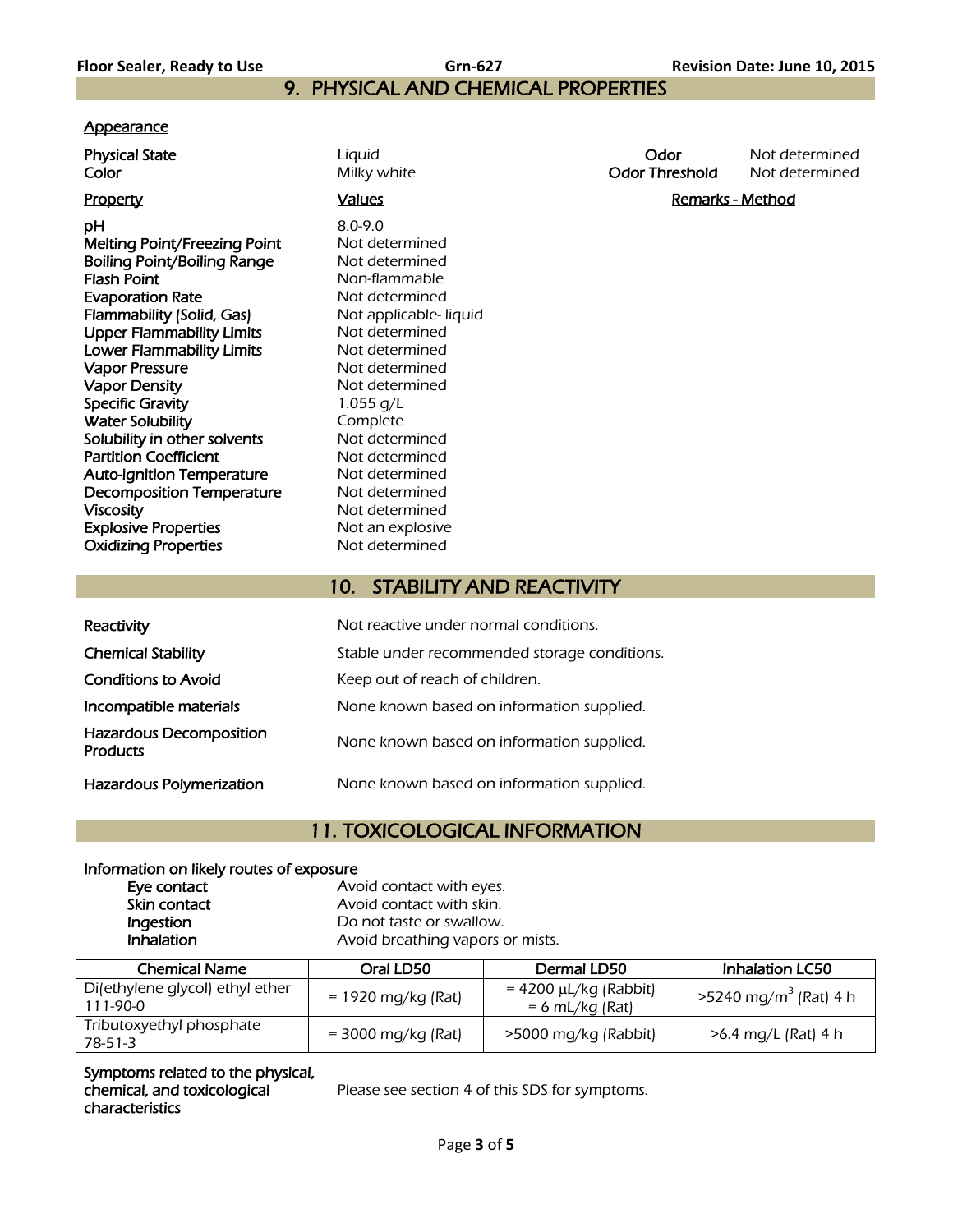## 9. PHYSICAL AND CHEMICAL PROPERTIES

**Appearance**

| | | | |
|---|---|---|---|
| **Physical State** | Liquid | **Odor** | Not determined |
| **Color** | Milky white | **Odor Threshold** | Not determined |

| Property | Values | Remarks - Method |
|---|---|---|
| **pH** | 8.0-9.0 | |
| **Melting Point/Freezing Point** | Not determined | |
| **Boiling Point/Boiling Range** | Not determined | |
| **Flash Point** | Non-flammable | |
| **Evaporation Rate** | Not determined | |
| **Flammability (Solid, Gas)** | Not applicable- liquid | |
| **Upper Flammability Limits** | Not determined | |
| **Lower Flammability Limits** | Not determined | |
| **Vapor Pressure** | Not determined | |
| **Vapor Density** | Not determined | |
| **Specific Gravity** | 1.055 g/L | |
| **Water Solubility** | Complete | |
| **Solubility in other solvents** | Not determined | |
| **Partition Coefficient** | Not determined | |
| **Auto-ignition Temperature** | Not determined | |
| **Decomposition Temperature** | Not determined | |
| **Viscosity** | Not determined | |
| **Explosive Properties** | Not an explosive | |
| **Oxidizing Properties** | Not determined | |

## 10. STABILITY AND REACTIVITY

| | |
|---|---|
| **Reactivity** | Not reactive under normal conditions. |
| **Chemical Stability** | Stable under recommended storage conditions. |
| **Conditions to Avoid** | Keep out of reach of children. |
| **Incompatible materials** | None known based on information supplied. |
| **Hazardous Decomposition Products** | None known based on information supplied. |
| **Hazardous Polymerization** | None known based on information supplied. |

## 11. TOXICOLOGICAL INFORMATION

**Information on likely routes of exposure**

| | |
|---|---|
| **Eye contact** | Avoid contact with eyes. |
| **Skin contact** | Avoid contact with skin. |
| **Ingestion** | Do not taste or swallow. |
| **Inhalation** | Avoid breathing vapors or mists. |

| Chemical Name | Oral LD50 | Dermal LD50 | Inhalation LC50 |
|---|---|---|---|
| Di(ethylene glycol) ethyl ether 111-90-0 | = 1920 mg/kg (Rat) | = 4200 µL/kg (Rabbit) = 6 mL/kg (Rat) | >5240 mg/m$^3$ (Rat) 4 h |
| Tributoxyethyl phosphate 78-51-3 | = 3000 mg/kg (Rat) | >5000 mg/kg (Rabbit) | >6.4 mg/L (Rat) 4 h |

**Symptoms related to the physical, chemical, and toxicological characteristics** — Please see section 4 of this SDS for symptoms.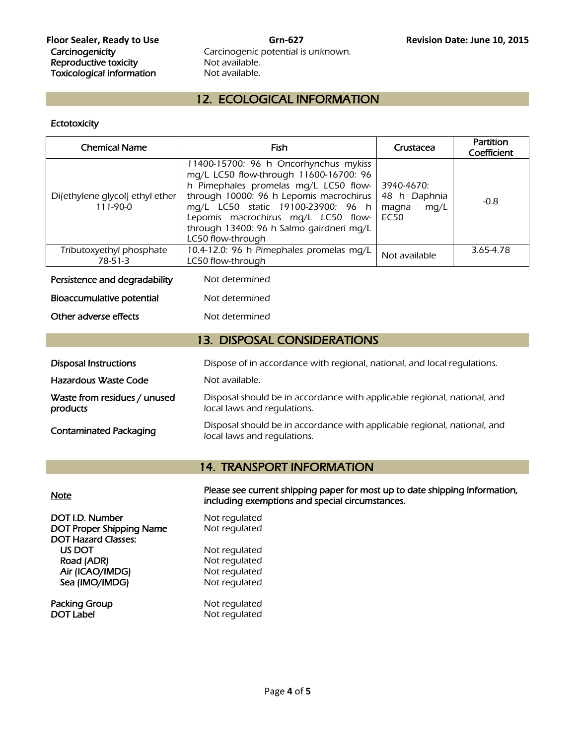| Carcinogenicity | Carcinogenic potential is unknown. |
|---|---|
| Reproductive toxicity | Not available. |
| Toxicological information | Not available. |

## 12. ECOLOGICAL INFORMATION

**Ectotoxicity**

| Chemical Name | Fish | Crustacea | Partition Coefficient |
|---|---|---|---|
| Di(ethylene glycol) ethyl ether 111-90-0 | 11400-15700: 96 h Oncorhynchus mykiss mg/L LC50 flow-through 11600-16700: 96 h Pimephales promelas mg/L LC50 flow-through 10000: 96 h Lepomis macrochirus mg/L LC50 static 19100-23900: 96 h Lepomis macrochirus mg/L LC50 flow-through 13400: 96 h Salmo gairdneri mg/L LC50 flow-through | 3940-4670: 48 h Daphnia magna mg/L EC50 | -0.8 |
| Tributoxyethyl phosphate 78-51-3 | 10.4-12.0: 96 h Pimephales promelas mg/L LC50 flow-through | Not available | 3.65-4.78 |

| | |
|---|---|
| **Persistence and degradability** | Not determined |
| **Bioaccumulative potential** | Not determined |
| **Other adverse effects** | Not determined |

## 13. DISPOSAL CONSIDERATIONS

| | |
|---|---|
| **Disposal Instructions** | Dispose of in accordance with regional, national, and local regulations. |
| **Hazardous Waste Code** | Not available. |
| **Waste from residues / unused products** | Disposal should be in accordance with applicable regional, national, and local laws and regulations. |
| **Contaminated Packaging** | Disposal should be in accordance with applicable regional, national, and local laws and regulations. |

## 14. TRANSPORT INFORMATION

**Note** — **Please see current shipping paper for most up to date shipping information, including exemptions and special circumstances.**

| | |
|---|---|
| **DOT I.D. Number** | Not regulated |
| **DOT Proper Shipping Name** | Not regulated |
| **DOT Hazard Classes:** | |
| US DOT | Not regulated |
| Road (ADR) | Not regulated |
| Air (ICAO/IMDG) | Not regulated |
| Sea (IMO/IMDG) | Not regulated |
| **Packing Group** | Not regulated |
| **DOT Label** | Not regulated |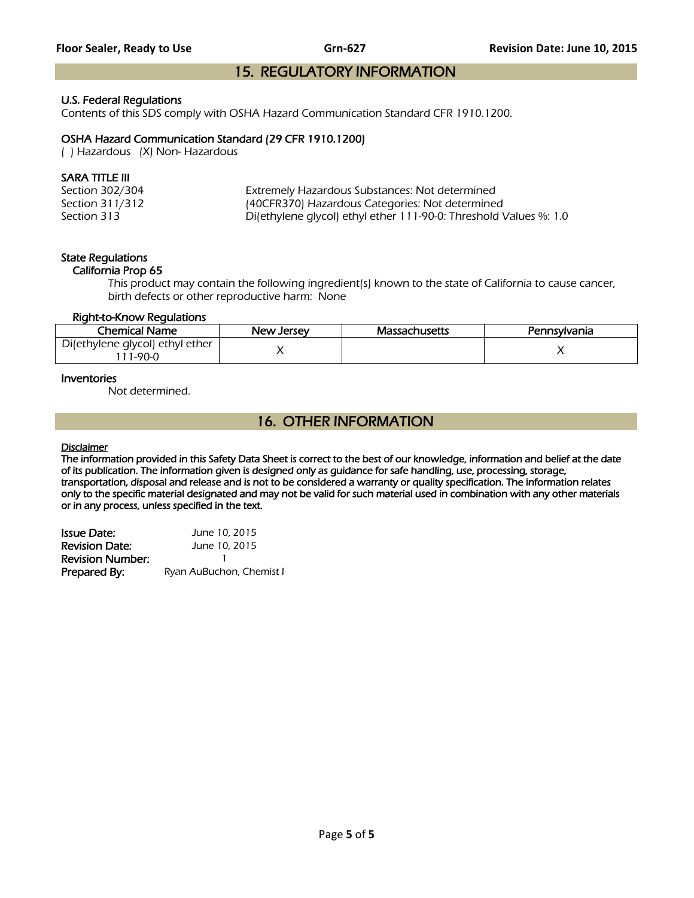## 15. REGULATORY INFORMATION

### U.S. Federal Regulations

Contents of this SDS comply with OSHA Hazard Communication Standard CFR 1910.1200.

### OSHA Hazard Communication Standard (29 CFR 1910.1200)

( ) Hazardous (X) Non- Hazardous

### SARA TITLE III

| | |
|---|---|
| Section 302/304 | Extremely Hazardous Substances: Not determined |
| Section 311/312 | (40CFR370) Hazardous Categories: Not determined |
| Section 313 | Di(ethylene glycol) ethyl ether 111-90-0: Threshold Values %: 1.0 |

### State Regulations

#### California Prop 65

This product may contain the following ingredient(s) known to the state of California to cause cancer, birth defects or other reproductive harm: None

#### Right-to-Know Regulations

| Chemical Name | New Jersey | Massachusetts | Pennsylvania |
|---|---|---|---|
| Di(ethylene glycol) ethyl ether 111-90-0 | X | | X |

### Inventories

Not determined.

## 16. OTHER INFORMATION

Disclaimer

**The information provided in this Safety Data Sheet is correct to the best of our knowledge, information and belief at the date of its publication. The information given is designed only as guidance for safe handling, use, processing, storage, transportation, disposal and release and is not to be considered a warranty or quality specification. The information relates only to the specific material designated and may not be valid for such material used in combination with any other materials or in any process, unless specified in the text.**

| | |
|---|---|
| **Issue Date:** | June 10, 2015 |
| **Revision Date:** | June 10, 2015 |
| **Revision Number:** | 1 |
| **Prepared By:** | Ryan AuBuchon, Chemist I |